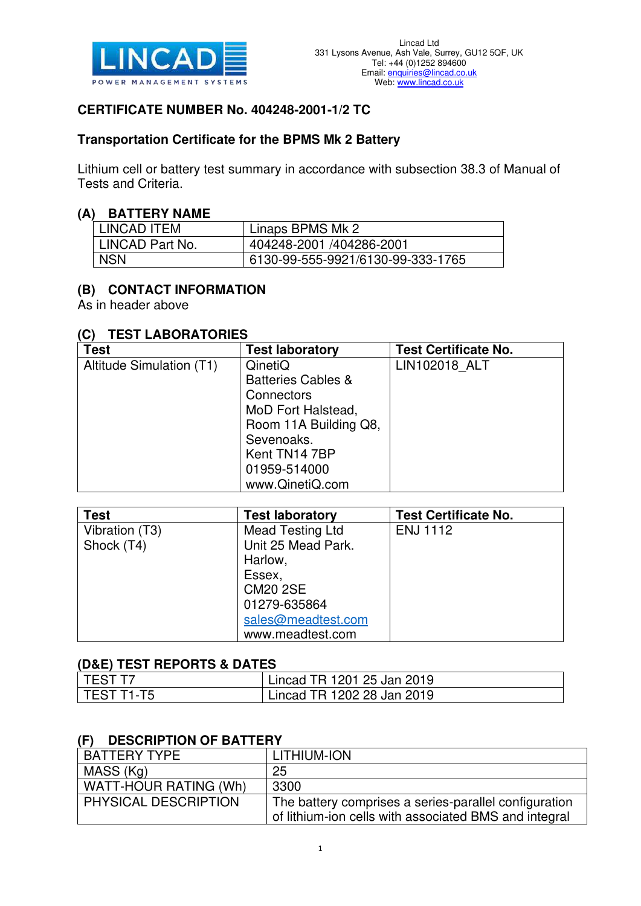LINCAD
POWER MANAGEMENT SYSTEMS

Lincad Ltd
331 Lysons Avenue, Ash Vale, Surrey, GU12 5QF, UK
Tel: +44 (0)1252 894600
Email: enquiries@lincad.co.uk
Web: www.lincad.co.uk

## CERTIFICATE NUMBER No. 404248-2001-1/2 TC

## Transportation Certificate for the BPMS Mk 2 Battery

Lithium cell or battery test summary in accordance with subsection 38.3 of Manual of Tests and Criteria.

### (A) BATTERY NAME

| LINCAD ITEM | Linaps BPMS Mk 2 |
|---|---|
| LINCAD Part No. | 404248-2001 /404286-2001 |
| NSN | 6130-99-555-9921/6130-99-333-1765 |

### (B) CONTACT INFORMATION

As in header above

### (C) TEST LABORATORIES

| Test | Test laboratory | Test Certificate No. |
|---|---|---|
| Altitude Simulation (T1) | QinetiQ<br>Batteries Cables & Connectors<br>MoD Fort Halstead,<br>Room 11A Building Q8,<br>Sevenoaks.<br>Kent TN14 7BP<br>01959-514000<br>www.QinetiQ.com | LIN102018_ALT |

| Test | Test laboratory | Test Certificate No. |
|---|---|---|
| Vibration (T3)<br>Shock (T4) | Mead Testing Ltd<br>Unit 25 Mead Park.<br>Harlow,<br>Essex,<br>CM20 2SE<br>01279-635864<br>sales@meadtest.com<br>www.meadtest.com | ENJ 1112 |

### (D&E) TEST REPORTS & DATES

| TEST T7 | Lincad TR 1201 25 Jan 2019 |
|---|---|
| TEST T1-T5 | Lincad TR 1202 28 Jan 2019 |

### (F) DESCRIPTION OF BATTERY

| BATTERY TYPE | LITHIUM-ION |
|---|---|
| MASS (Kg) | 25 |
| WATT-HOUR RATING (Wh) | 3300 |
| PHYSICAL DESCRIPTION | The battery comprises a series-parallel configuration of lithium-ion cells with associated BMS and integral |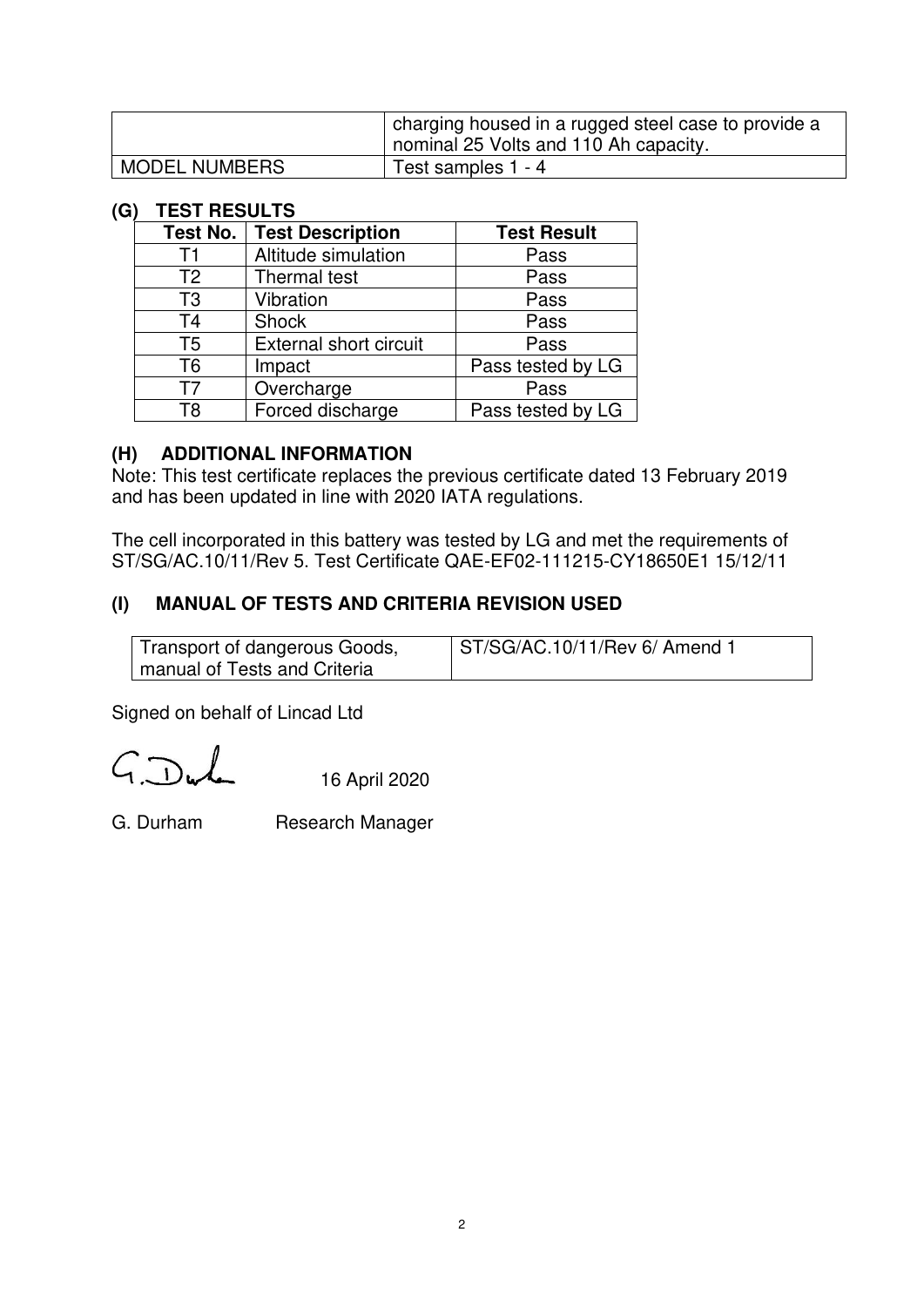| | |
|---|---|
| | charging housed in a rugged steel case to provide a nominal 25 Volts and 110 Ah capacity. |
| MODEL NUMBERS | Test samples 1 - 4 |

## (G) TEST RESULTS

| Test No. | Test Description | Test Result |
|---|---|---|
| T1 | Altitude simulation | Pass |
| T2 | Thermal test | Pass |
| T3 | Vibration | Pass |
| T4 | Shock | Pass |
| T5 | External short circuit | Pass |
| T6 | Impact | Pass tested by LG |
| T7 | Overcharge | Pass |
| T8 | Forced discharge | Pass tested by LG |

## (H) ADDITIONAL INFORMATION

Note: This test certificate replaces the previous certificate dated 13 February 2019 and has been updated in line with 2020 IATA regulations.

The cell incorporated in this battery was tested by LG and met the requirements of ST/SG/AC.10/11/Rev 5. Test Certificate QAE-EF02-111215-CY18650E1 15/12/11

## (I) MANUAL OF TESTS AND CRITERIA REVISION USED

| | |
|---|---|
| Transport of dangerous Goods, manual of Tests and Criteria | ST/SG/AC.10/11/Rev 6/ Amend 1 |

Signed on behalf of Lincad Ltd

16 April 2020

G. Durham Research Manager